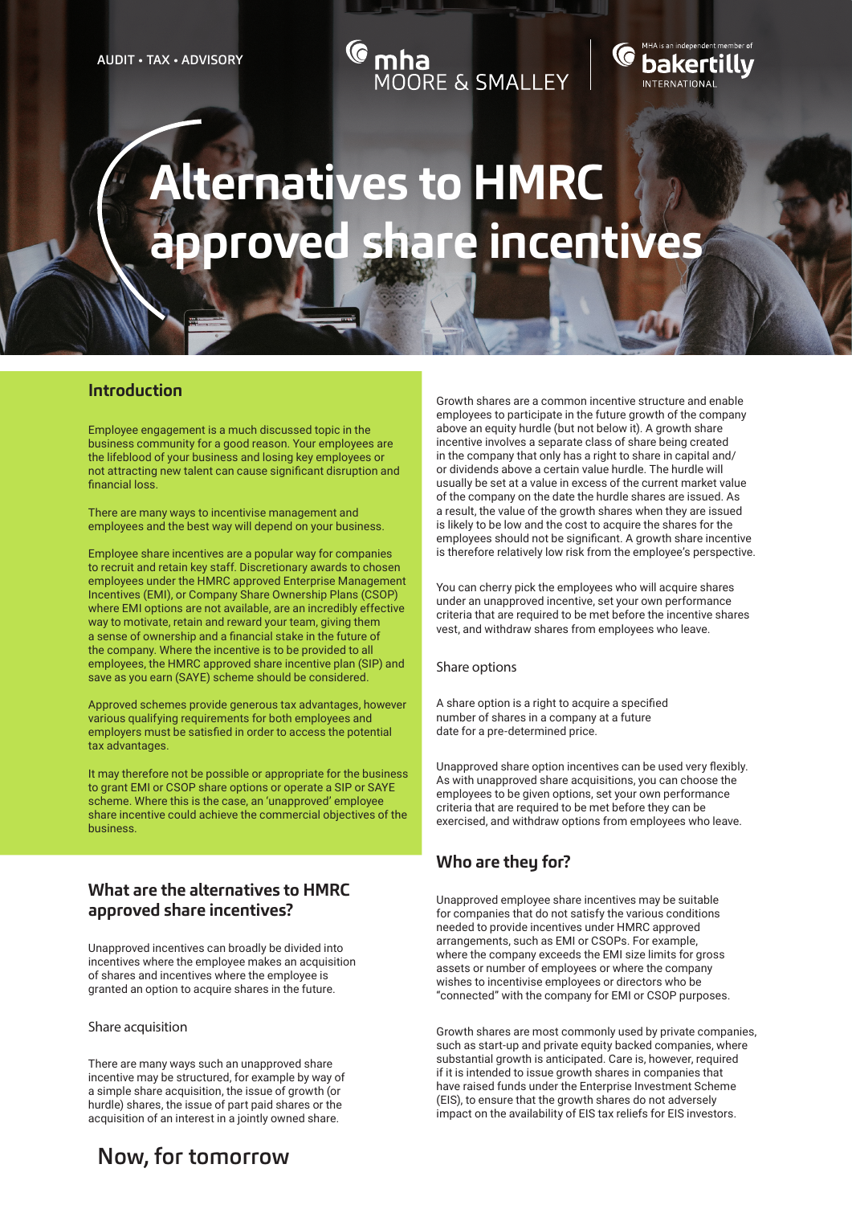AUDIT • TAX • ADVISORY

mha MOORE & SMALLEY

MHA is an independent member of bakertilly INTERNATIONAL

# Alternatives to HMRC approved share incentives

## Introduction

Employee engagement is a much discussed topic in the business community for a good reason. Your employees are the lifeblood of your business and losing key employees or not attracting new talent can cause significant disruption and financial loss.

There are many ways to incentivise management and employees and the best way will depend on your business.

Employee share incentives are a popular way for companies to recruit and retain key staff. Discretionary awards to chosen employees under the HMRC approved Enterprise Management Incentives (EMI), or Company Share Ownership Plans (CSOP) where EMI options are not available, are an incredibly effective way to motivate, retain and reward your team, giving them a sense of ownership and a financial stake in the future of the company. Where the incentive is to be provided to all employees, the HMRC approved share incentive plan (SIP) and save as you earn (SAYE) scheme should be considered.

Approved schemes provide generous tax advantages, however various qualifying requirements for both employees and employers must be satisfied in order to access the potential tax advantages.

It may therefore not be possible or appropriate for the business to grant EMI or CSOP share options or operate a SIP or SAYE scheme. Where this is the case, an 'unapproved' employee share incentive could achieve the commercial objectives of the business.

## What are the alternatives to HMRC approved share incentives?

Unapproved incentives can broadly be divided into incentives where the employee makes an acquisition of shares and incentives where the employee is granted an option to acquire shares in the future.

### Share acquisition

There are many ways such an unapproved share incentive may be structured, for example by way of a simple share acquisition, the issue of growth (or hurdle) shares, the issue of part paid shares or the acquisition of an interest in a jointly owned share.

Growth shares are a common incentive structure and enable employees to participate in the future growth of the company above an equity hurdle (but not below it). A growth share incentive involves a separate class of share being created in the company that only has a right to share in capital and/or dividends above a certain value hurdle. The hurdle will usually be set at a value in excess of the current market value of the company on the date the hurdle shares are issued. As a result, the value of the growth shares when they are issued is likely to be low and the cost to acquire the shares for the employees should not be significant. A growth share incentive is therefore relatively low risk from the employee's perspective.

You can cherry pick the employees who will acquire shares under an unapproved incentive, set your own performance criteria that are required to be met before the incentive shares vest, and withdraw shares from employees who leave.

### Share options

A share option is a right to acquire a specified number of shares in a company at a future date for a pre-determined price.

Unapproved share option incentives can be used very flexibly. As with unapproved share acquisitions, you can choose the employees to be given options, set your own performance criteria that are required to be met before they can be exercised, and withdraw options from employees who leave.

## Who are they for?

Unapproved employee share incentives may be suitable for companies that do not satisfy the various conditions needed to provide incentives under HMRC approved arrangements, such as EMI or CSOPs. For example, where the company exceeds the EMI size limits for gross assets or number of employees or where the company wishes to incentivise employees or directors who be "connected" with the company for EMI or CSOP purposes.

Growth shares are most commonly used by private companies, such as start-up and private equity backed companies, where substantial growth is anticipated. Care is, however, required if it is intended to issue growth shares in companies that have raised funds under the Enterprise Investment Scheme (EIS), to ensure that the growth shares do not adversely impact on the availability of EIS tax reliefs for EIS investors.

Now, for tomorrow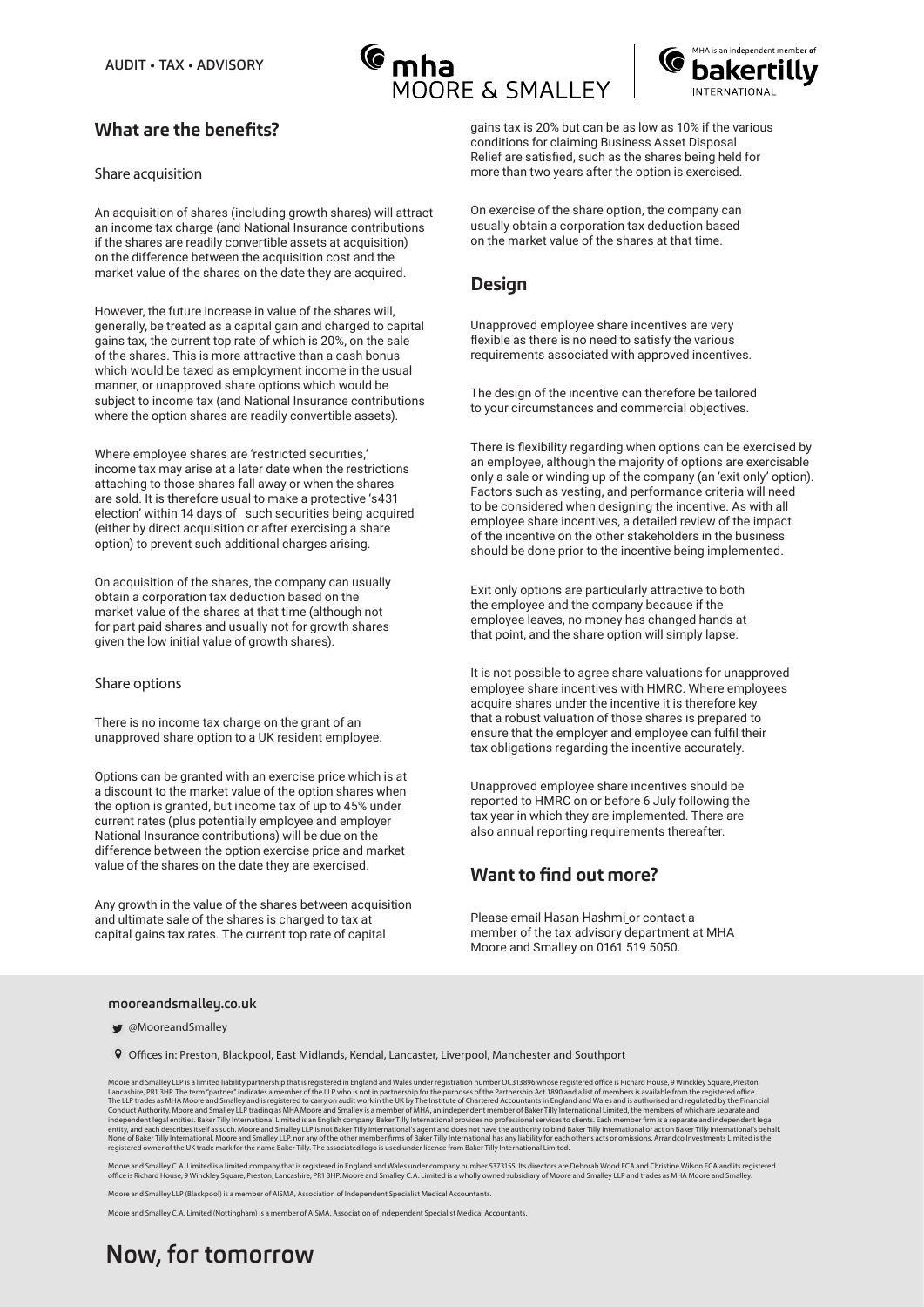## What are the benefits?

### Share acquisition

An acquisition of shares (including growth shares) will attract an income tax charge (and National Insurance contributions if the shares are readily convertible assets at acquisition) on the difference between the acquisition cost and the market value of the shares on the date they are acquired.

However, the future increase in value of the shares will, generally, be treated as a capital gain and charged to capital gains tax, the current top rate of which is 20%, on the sale of the shares. This is more attractive than a cash bonus which would be taxed as employment income in the usual manner, or unapproved share options which would be subject to income tax (and National Insurance contributions where the option shares are readily convertible assets).

Where employee shares are 'restricted securities,' income tax may arise at a later date when the restrictions attaching to those shares fall away or when the shares are sold. It is therefore usual to make a protective 's431 election' within 14 days of such securities being acquired (either by direct acquisition or after exercising a share option) to prevent such additional charges arising.

On acquisition of the shares, the company can usually obtain a corporation tax deduction based on the market value of the shares at that time (although not for part paid shares and usually not for growth shares given the low initial value of growth shares).

### Share options

There is no income tax charge on the grant of an unapproved share option to a UK resident employee.

Options can be granted with an exercise price which is at a discount to the market value of the option shares when the option is granted, but income tax of up to 45% under current rates (plus potentially employee and employer National Insurance contributions) will be due on the difference between the option exercise price and market value of the shares on the date they are exercised.

Any growth in the value of the shares between acquisition and ultimate sale of the shares is charged to tax at capital gains tax rates. The current top rate of capital gains tax is 20% but can be as low as 10% if the various conditions for claiming Business Asset Disposal Relief are satisfied, such as the shares being held for more than two years after the option is exercised.

On exercise of the share option, the company can usually obtain a corporation tax deduction based on the market value of the shares at that time.

## Design

Unapproved employee share incentives are very flexible as there is no need to satisfy the various requirements associated with approved incentives.

The design of the incentive can therefore be tailored to your circumstances and commercial objectives.

There is flexibility regarding when options can be exercised by an employee, although the majority of options are exercisable only a sale or winding up of the company (an 'exit only' option). Factors such as vesting, and performance criteria will need to be considered when designing the incentive. As with all employee share incentives, a detailed review of the impact of the incentive on the other stakeholders in the business should be done prior to the incentive being implemented.

Exit only options are particularly attractive to both the employee and the company because if the employee leaves, no money has changed hands at that point, and the share option will simply lapse.

It is not possible to agree share valuations for unapproved employee share incentives with HMRC. Where employees acquire shares under the incentive it is therefore key that a robust valuation of those shares is prepared to ensure that the employer and employee can fulfil their tax obligations regarding the incentive accurately.

Unapproved employee share incentives should be reported to HMRC on or before 6 July following the tax year in which they are implemented. There are also annual reporting requirements thereafter.

## Want to find out more?

Please email Hasan Hashmi or contact a member of the tax advisory department at MHA Moore and Smalley on 0161 519 5050.

mooreandsmalley.co.uk

@MooreandSmalley

Offices in: Preston, Blackpool, East Midlands, Kendal, Lancaster, Liverpool, Manchester and Southport

Moore and Smalley LLP is a limited liability partnership that is registered in England and Wales under registration number OC313896 whose registered office is Richard House, 9 Winckley Square, Preston, Lancashire, PR1 3HP. The term "partner" indicates a member of the LLP who is not in partnership for the purposes of the Partnership Act 1890 and a list of members is available from the registered office. The LLP trades as MHA Moore and Smalley and is registered to carry on audit work in the UK by The Institute of Chartered Accountants in England and Wales and is authorised and regulated by the Financial Conduct Authority. Moore and Smalley LLP trading as MHA Moore and Smalley is a member of MHA, an independent member of Baker Tilly International Limited, the members of which are separate and independent legal entities. Baker Tilly International Limited is an English company. Baker Tilly International provides no professional services to clients. Each member firm is a separate and independent legal entity, and each describes itself as such. Moore and Smalley LLP is not Baker Tilly International's agent and does not have the authority to bind Baker Tilly International or act on Baker Tilly International's behalf. None of Baker Tilly International, Moore and Smalley LLP, nor any of the other member firms of Baker Tilly International has any liability for each other's acts or omissions. Arrandco Investments Limited is the registered owner of the UK trade mark for the name Baker Tilly. The associated logo is used under licence from Baker Tilly International Limited.

Moore and Smalley C.A. Limited is a limited company that is registered in England and Wales under company number 5373155. Its directors are Deborah Wood FCA and Christine Wilson FCA and its registered office is Richard House, 9 Winckley Square, Preston, Lancashire, PR1 3HP. Moore and Smalley C.A. Limited is a wholly owned subsidiary of Moore and Smalley LLP and trades as MHA Moore and Smalley.

Moore and Smalley LLP (Blackpool) is a member of AISMA, Association of Independent Specialist Medical Accountants.

Moore and Smalley C.A. Limited (Nottingham) is a member of AISMA, Association of Independent Specialist Medical Accountants.

Now, for tomorrow